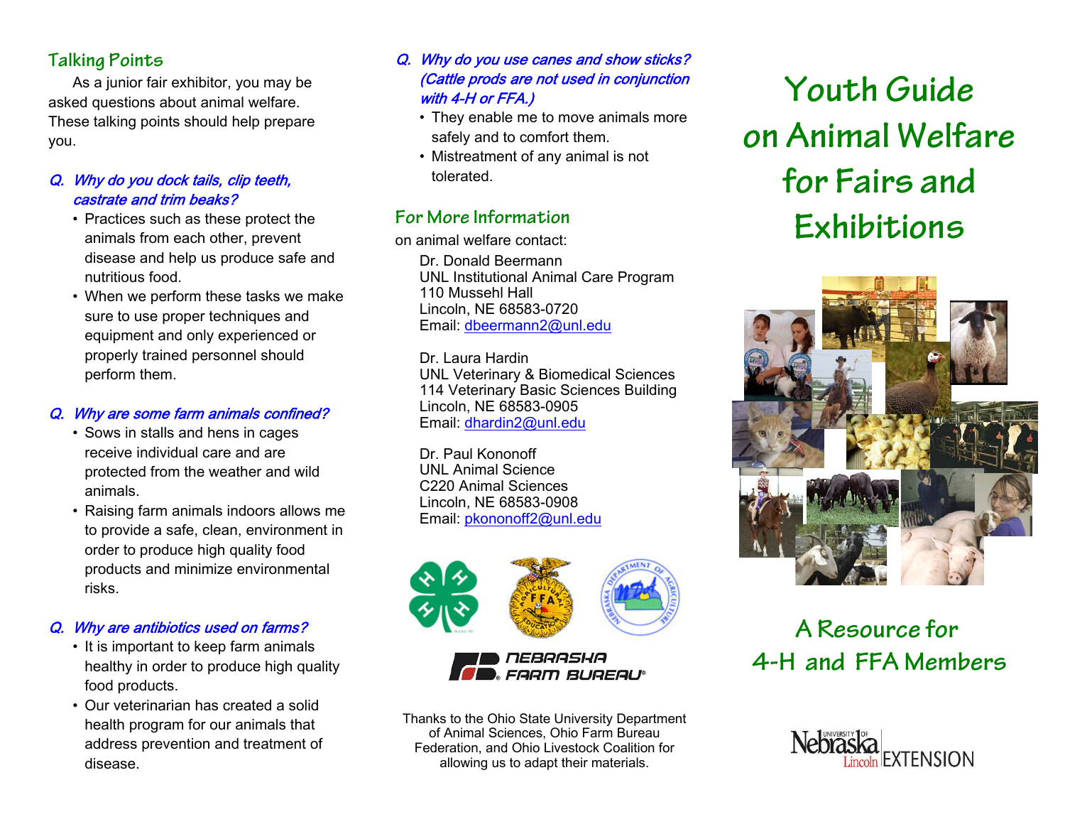## Talking Points

As a junior fair exhibitor, you may be asked questions about animal welfare. These talking points should help prepare you.

***Q. Why do you dock tails, clip teeth, castrate and trim beaks?***

- Practices such as these protect the animals from each other, prevent disease and help us produce safe and nutritious food.
- When we perform these tasks we make sure to use proper techniques and equipment and only experienced or properly trained personnel should perform them.

***Q. Why are some farm animals confined?***

- Sows in stalls and hens in cages receive individual care and are protected from the weather and wild animals.
- Raising farm animals indoors allows me to provide a safe, clean, environment in order to produce high quality food products and minimize environmental risks.

***Q. Why are antibiotics used on farms?***

- It is important to keep farm animals healthy in order to produce high quality food products.
- Our veterinarian has created a solid health program for our animals that address prevention and treatment of disease.

***Q. Why do you use canes and show sticks? (Cattle prods are not used in conjunction with 4-H or FFA.)***

- They enable me to move animals more safely and to comfort them.
- Mistreatment of any animal is not tolerated.

## For More Information

on animal welfare contact:

Dr. Donald Beermann
UNL Institutional Animal Care Program
110 Mussehl Hall
Lincoln, NE 68583-0720
Email: dbeermann2@unl.edu

Dr. Laura Hardin
UNL Veterinary & Biomedical Sciences
114 Veterinary Basic Sciences Building
Lincoln, NE 68583-0905
Email: dhardin2@unl.edu

Dr. Paul Kononoff
UNL Animal Science
C220 Animal Sciences
Lincoln, NE 68583-0908
Email: pkononoff2@unl.edu

NEBRASKA FARM BUREAU®

Thanks to the Ohio State University Department of Animal Sciences, Ohio Farm Bureau Federation, and Ohio Livestock Coalition for allowing us to adapt their materials.

# Youth Guide on Animal Welfare for Fairs and Exhibitions

## A Resource for 4-H and FFA Members

University of Nebraska Lincoln EXTENSION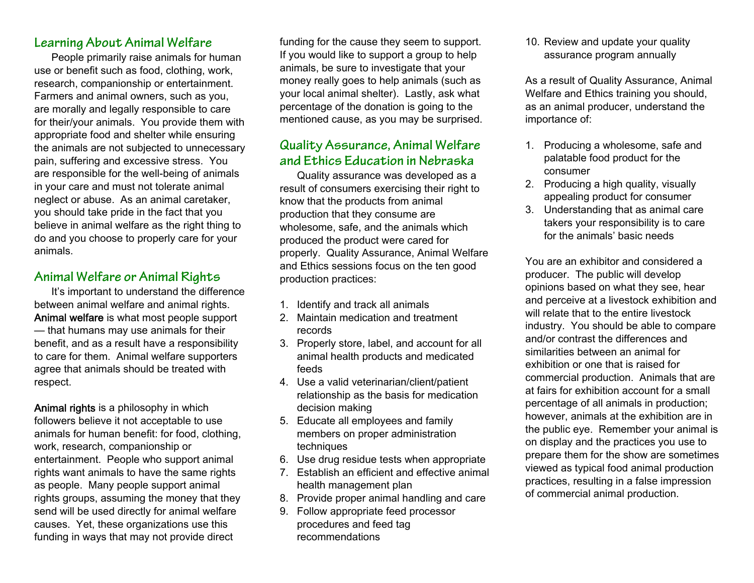## Learning About Animal Welfare

People primarily raise animals for human use or benefit such as food, clothing, work, research, companionship or entertainment. Farmers and animal owners, such as you, are morally and legally responsible to care for their/your animals. You provide them with appropriate food and shelter while ensuring the animals are not subjected to unnecessary pain, suffering and excessive stress. You are responsible for the well-being of animals in your care and must not tolerate animal neglect or abuse. As an animal caretaker, you should take pride in the fact that you believe in animal welfare as the right thing to do and you choose to properly care for your animals.

## Animal Welfare or Animal Rights

It's important to understand the difference between animal welfare and animal rights. Animal welfare is what most people support — that humans may use animals for their benefit, and as a result have a responsibility to care for them. Animal welfare supporters agree that animals should be treated with respect.

Animal rights is a philosophy in which followers believe it not acceptable to use animals for human benefit: for food, clothing, work, research, companionship or entertainment. People who support animal rights want animals to have the same rights as people. Many people support animal rights groups, assuming the money that they send will be used directly for animal welfare causes. Yet, these organizations use this funding in ways that may not provide direct funding for the cause they seem to support. If you would like to support a group to help animals, be sure to investigate that your money really goes to help animals (such as your local animal shelter). Lastly, ask what percentage of the donation is going to the mentioned cause, as you may be surprised.

## Quality Assurance, Animal Welfare and Ethics Education in Nebraska

Quality assurance was developed as a result of consumers exercising their right to know that the products from animal production that they consume are wholesome, safe, and the animals which produced the product were cared for properly. Quality Assurance, Animal Welfare and Ethics sessions focus on the ten good production practices:

1. Identify and track all animals
2. Maintain medication and treatment records
3. Properly store, label, and account for all animal health products and medicated feeds
4. Use a valid veterinarian/client/patient relationship as the basis for medication decision making
5. Educate all employees and family members on proper administration techniques
6. Use drug residue tests when appropriate
7. Establish an efficient and effective animal health management plan
8. Provide proper animal handling and care
9. Follow appropriate feed processor procedures and feed tag recommendations
10. Review and update your quality assurance program annually

As a result of Quality Assurance, Animal Welfare and Ethics training you should, as an animal producer, understand the importance of:

1. Producing a wholesome, safe and palatable food product for the consumer
2. Producing a high quality, visually appealing product for consumer
3. Understanding that as animal care takers your responsibility is to care for the animals' basic needs

You are an exhibitor and considered a producer. The public will develop opinions based on what they see, hear and perceive at a livestock exhibition and will relate that to the entire livestock industry. You should be able to compare and/or contrast the differences and similarities between an animal for exhibition or one that is raised for commercial production. Animals that are at fairs for exhibition account for a small percentage of all animals in production; however, animals at the exhibition are in the public eye. Remember your animal is on display and the practices you use to prepare them for the show are sometimes viewed as typical food animal production practices, resulting in a false impression of commercial animal production.